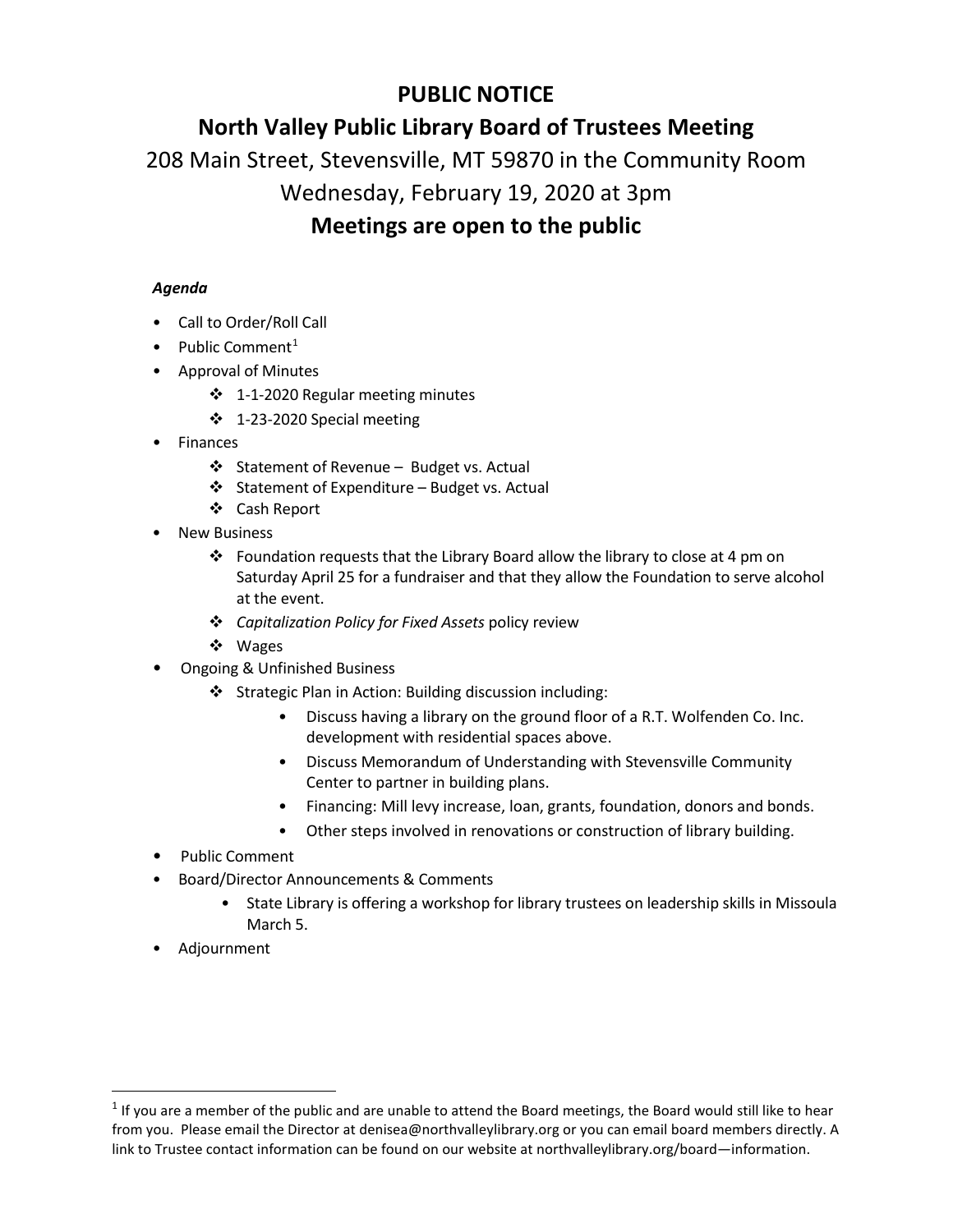# PUBLIC NOTICE

## North Valley Public Library Board of Trustees Meeting

208 Main Street, Stevensville, MT 59870 in the Community Room

Wednesday, February 19, 2020 at 3pm

**Meetings are open to the public**

***Agenda***

- Call to Order/Roll Call
- Public Comment[1]
- Approval of Minutes
  - 1-1-2020 Regular meeting minutes
  - 1-23-2020 Special meeting
- Finances
  - Statement of Revenue – Budget vs. Actual
  - Statement of Expenditure – Budget vs. Actual
  - Cash Report
- New Business
  - Foundation requests that the Library Board allow the library to close at 4 pm on Saturday April 25 for a fundraiser and that they allow the Foundation to serve alcohol at the event.
  - *Capitalization Policy for Fixed Assets* policy review
  - Wages
- Ongoing & Unfinished Business
  - Strategic Plan in Action: Building discussion including:
    - Discuss having a library on the ground floor of a R.T. Wolfenden Co. Inc. development with residential spaces above.
    - Discuss Memorandum of Understanding with Stevensville Community Center to partner in building plans.
    - Financing: Mill levy increase, loan, grants, foundation, donors and bonds.
    - Other steps involved in renovations or construction of library building.
- Public Comment
- Board/Director Announcements & Comments
  - State Library is offering a workshop for library trustees on leadership skills in Missoula March 5.
- Adjournment

[1] If you are a member of the public and are unable to attend the Board meetings, the Board would still like to hear from you. Please email the Director at denisea@northvalleylibrary.org or you can email board members directly. A link to Trustee contact information can be found on our website at northvalleylibrary.org/board—information.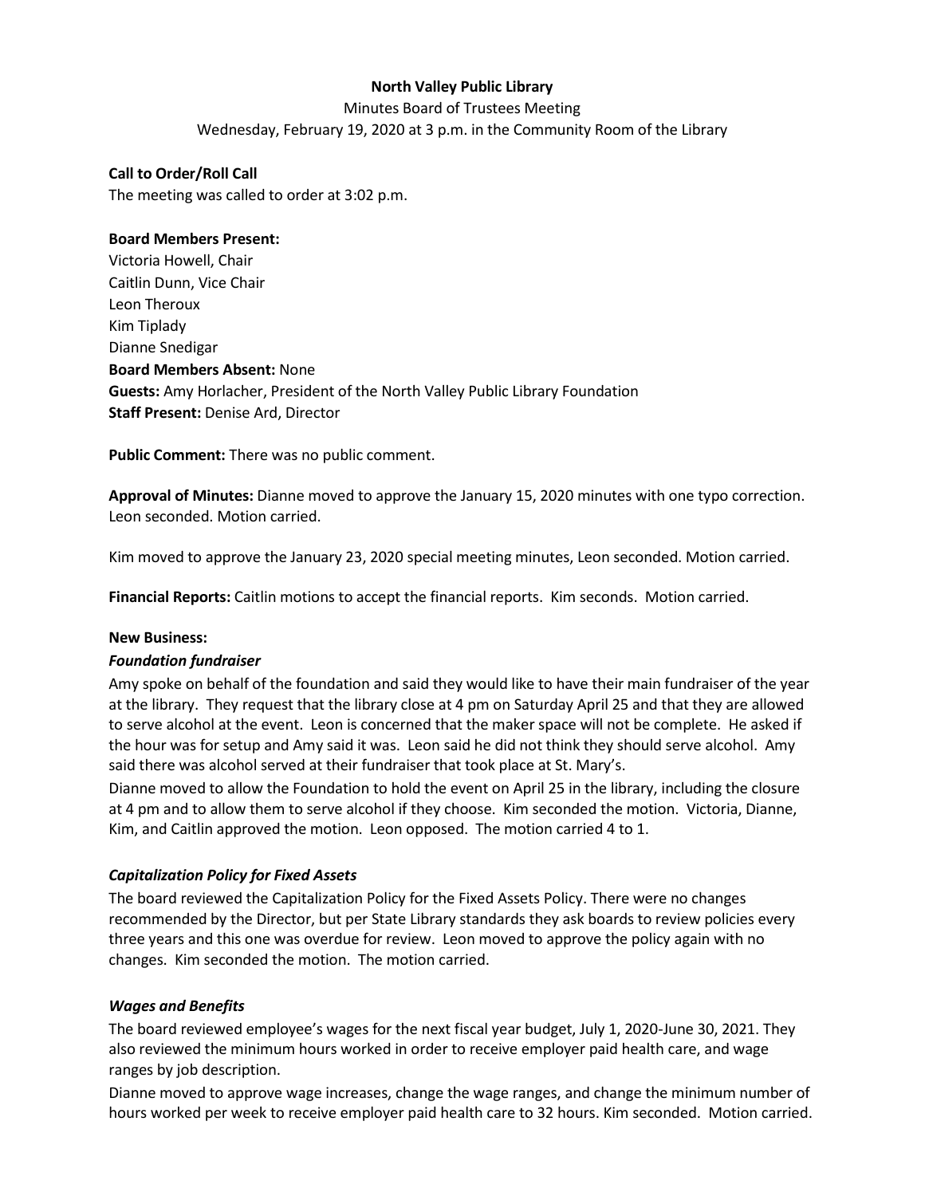**North Valley Public Library**

Minutes Board of Trustees Meeting

Wednesday, February 19, 2020 at 3 p.m. in the Community Room of the Library

**Call to Order/Roll Call**

The meeting was called to order at 3:02 p.m.

**Board Members Present:**

Victoria Howell, Chair
Caitlin Dunn, Vice Chair
Leon Theroux
Kim Tiplady
Dianne Snedigar

**Board Members Absent:** None

**Guests:** Amy Horlacher, President of the North Valley Public Library Foundation

**Staff Present:** Denise Ard, Director

**Public Comment:** There was no public comment.

**Approval of Minutes:** Dianne moved to approve the January 15, 2020 minutes with one typo correction. Leon seconded. Motion carried.

Kim moved to approve the January 23, 2020 special meeting minutes, Leon seconded. Motion carried.

**Financial Reports:** Caitlin motions to accept the financial reports. Kim seconds. Motion carried.

**New Business:**

***Foundation fundraiser***

Amy spoke on behalf of the foundation and said they would like to have their main fundraiser of the year at the library. They request that the library close at 4 pm on Saturday April 25 and that they are allowed to serve alcohol at the event. Leon is concerned that the maker space will not be complete. He asked if the hour was for setup and Amy said it was. Leon said he did not think they should serve alcohol. Amy said there was alcohol served at their fundraiser that took place at St. Mary's.

Dianne moved to allow the Foundation to hold the event on April 25 in the library, including the closure at 4 pm and to allow them to serve alcohol if they choose. Kim seconded the motion. Victoria, Dianne, Kim, and Caitlin approved the motion. Leon opposed. The motion carried 4 to 1.

***Capitalization Policy for Fixed Assets***

The board reviewed the Capitalization Policy for the Fixed Assets Policy. There were no changes recommended by the Director, but per State Library standards they ask boards to review policies every three years and this one was overdue for review. Leon moved to approve the policy again with no changes. Kim seconded the motion. The motion carried.

***Wages and Benefits***

The board reviewed employee's wages for the next fiscal year budget, July 1, 2020-June 30, 2021. They also reviewed the minimum hours worked in order to receive employer paid health care, and wage ranges by job description.

Dianne moved to approve wage increases, change the wage ranges, and change the minimum number of hours worked per week to receive employer paid health care to 32 hours. Kim seconded. Motion carried.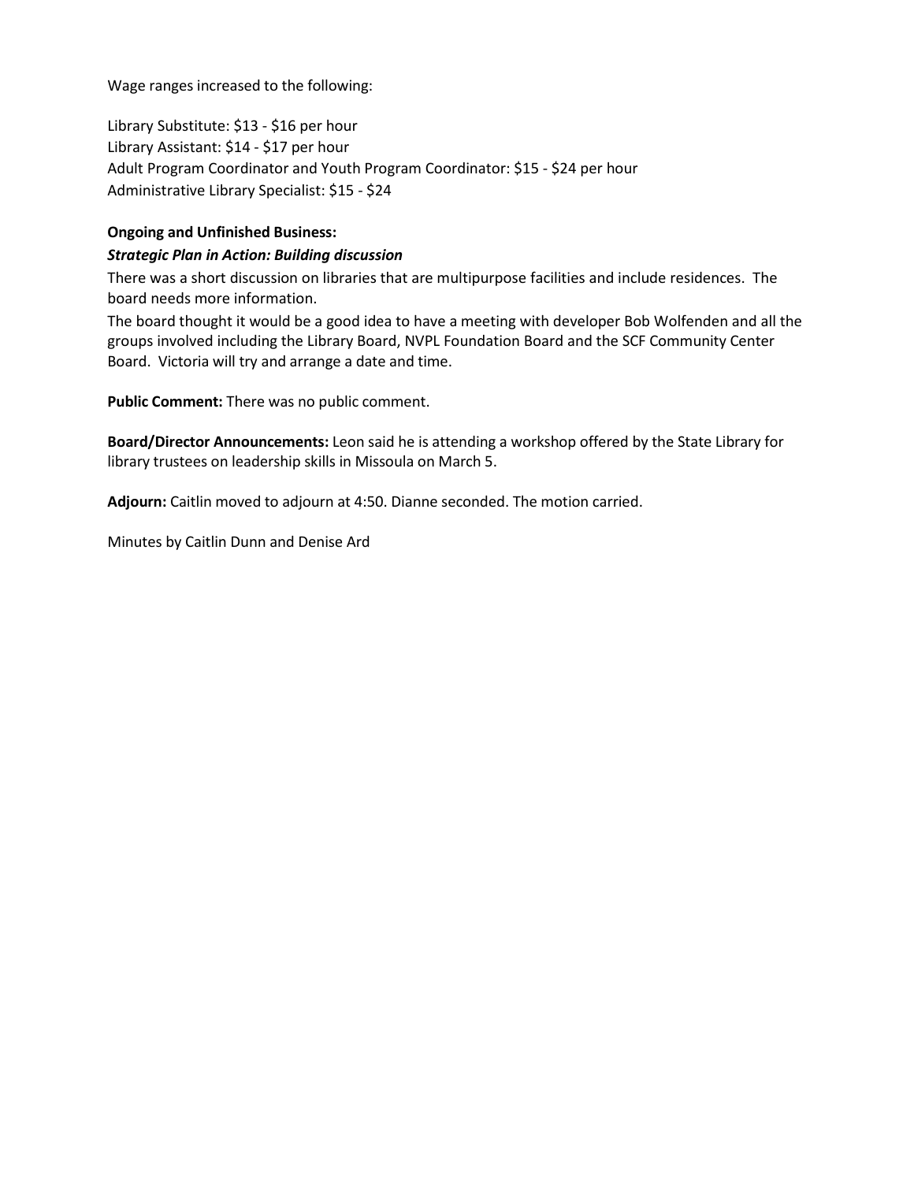Wage ranges increased to the following:

Library Substitute: $13 - $16 per hour
Library Assistant: $14 - $17 per hour
Adult Program Coordinator and Youth Program Coordinator: $15 - $24 per hour
Administrative Library Specialist: $15 - $24

**Ongoing and Unfinished Business:**

***Strategic Plan in Action: Building discussion***

There was a short discussion on libraries that are multipurpose facilities and include residences. The board needs more information.

The board thought it would be a good idea to have a meeting with developer Bob Wolfenden and all the groups involved including the Library Board, NVPL Foundation Board and the SCF Community Center Board. Victoria will try and arrange a date and time.

**Public Comment:** There was no public comment.

**Board/Director Announcements:** Leon said he is attending a workshop offered by the State Library for library trustees on leadership skills in Missoula on March 5.

**Adjourn:** Caitlin moved to adjourn at 4:50. Dianne seconded. The motion carried.

Minutes by Caitlin Dunn and Denise Ard